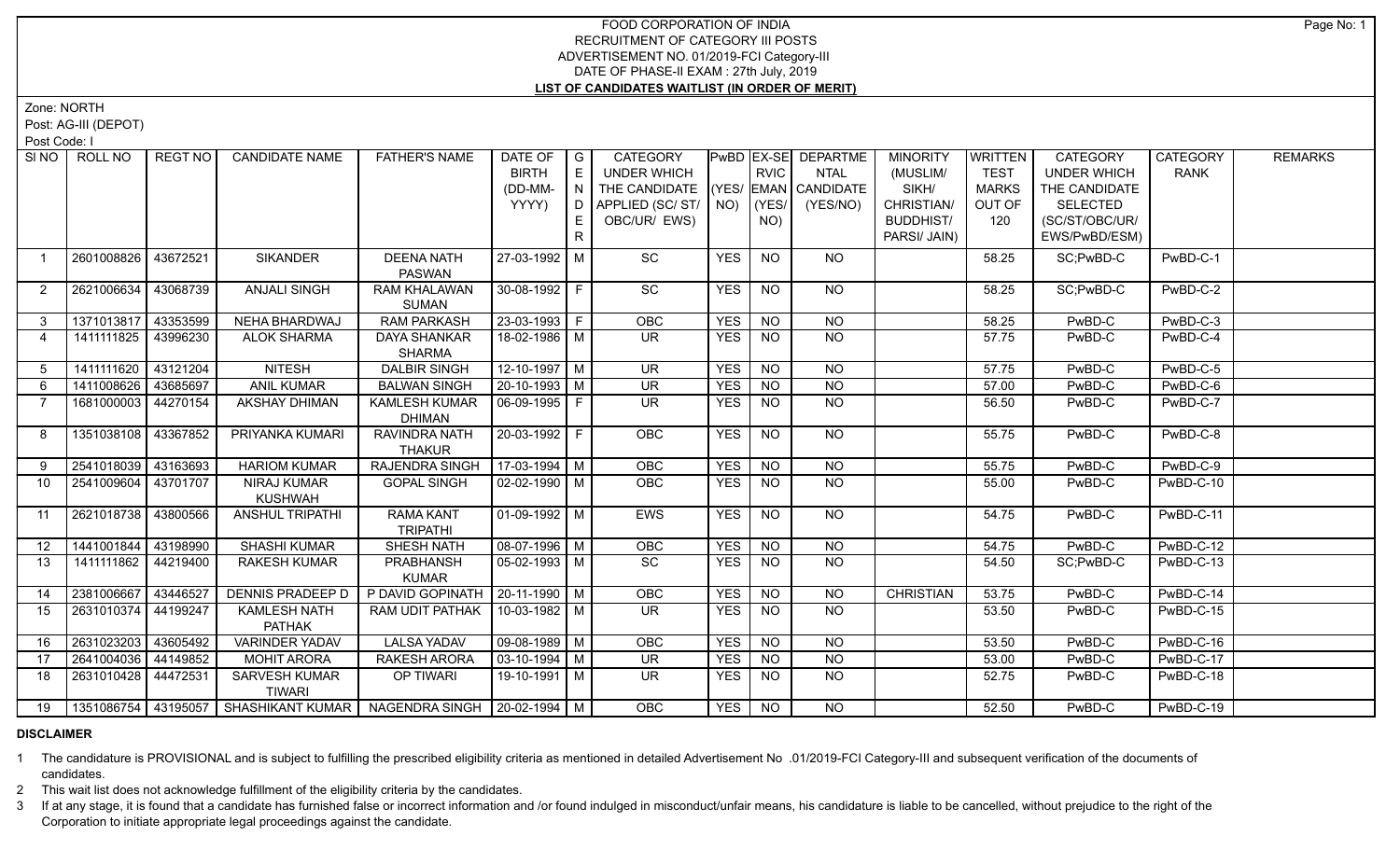# FOOD CORPORATION OF INDIA
## RECRUITMENT OF CATEGORY III POSTS
## ADVERTISEMENT NO. 01/2019-FCI Category-III
## DATE OF PHASE-II EXAM : 27th July, 2019
## LIST OF CANDIDATES WAITLIST (IN ORDER OF MERIT)

Zone: NORTH

Post: AG-III (DEPOT)

Post Code: I

| SI NO | ROLL NO | REGT NO | CANDIDATE NAME | FATHER'S NAME | DATE OF BIRTH (DD-MM-YYYY) | GENDER | CATEGORY UNDER WHICH THE CANDIDATE APPLIED (SC/ ST/ OBC/UR/ EWS) | PwBD (YES/ NO) | EX-SERVICEMAN (YES/ NO) | DEPARTMENTAL CANDIDATE (YES/NO) | MINORITY (MUSLIM/ SIKH/ CHRISTIAN/ BUDDHIST/ PARSI/ JAIN) | WRITTEN TEST MARKS OUT OF 120 | CATEGORY UNDER WHICH THE CANDIDATE SELECTED (SC/ST/OBC/UR/ EWS/PwBD/ESM) | CATEGORY RANK | REMARKS |
|---|---|---|---|---|---|---|---|---|---|---|---|---|---|---|---|
| 1 | 2601008826 | 43672521 | SIKANDER | DEENA NATH PASWAN | 27-03-1992 | M | SC | YES | NO | NO | | 58.25 | SC;PwBD-C | PwBD-C-1 | |
| 2 | 2621006634 | 43068739 | ANJALI SINGH | RAM KHALAWAN SUMAN | 30-08-1992 | F | SC | YES | NO | NO | | 58.25 | SC;PwBD-C | PwBD-C-2 | |
| 3 | 1371013817 | 43353599 | NEHA BHARDWAJ | RAM PARKASH | 23-03-1993 | F | OBC | YES | NO | NO | | 58.25 | PwBD-C | PwBD-C-3 | |
| 4 | 1411111825 | 43996230 | ALOK SHARMA | DAYA SHANKAR SHARMA | 18-02-1986 | M | UR | YES | NO | NO | | 57.75 | PwBD-C | PwBD-C-4 | |
| 5 | 1411111620 | 43121204 | NITESH | DALBIR SINGH | 12-10-1997 | M | UR | YES | NO | NO | | 57.75 | PwBD-C | PwBD-C-5 | |
| 6 | 1411008626 | 43685697 | ANIL KUMAR | BALWAN SINGH | 20-10-1993 | M | UR | YES | NO | NO | | 57.00 | PwBD-C | PwBD-C-6 | |
| 7 | 1681000003 | 44270154 | AKSHAY DHIMAN | KAMLESH KUMAR DHIMAN | 06-09-1995 | F | UR | YES | NO | NO | | 56.50 | PwBD-C | PwBD-C-7 | |
| 8 | 1351038108 | 43367852 | PRIYANKA KUMARI | RAVINDRA NATH THAKUR | 20-03-1992 | F | OBC | YES | NO | NO | | 55.75 | PwBD-C | PwBD-C-8 | |
| 9 | 2541018039 | 43163693 | HARIOM KUMAR | RAJENDRA SINGH | 17-03-1994 | M | OBC | YES | NO | NO | | 55.75 | PwBD-C | PwBD-C-9 | |
| 10 | 2541009604 | 43701707 | NIRAJ KUMAR KUSHWAH | GOPAL SINGH | 02-02-1990 | M | OBC | YES | NO | NO | | 55.00 | PwBD-C | PwBD-C-10 | |
| 11 | 2621018738 | 43800566 | ANSHUL TRIPATHI | RAMA KANT TRIPATHI | 01-09-1992 | M | EWS | YES | NO | NO | | 54.75 | PwBD-C | PwBD-C-11 | |
| 12 | 1441001844 | 43198990 | SHASHI KUMAR | SHESH NATH | 08-07-1996 | M | OBC | YES | NO | NO | | 54.75 | PwBD-C | PwBD-C-12 | |
| 13 | 1411111862 | 44219400 | RAKESH KUMAR | PRABHANSH KUMAR | 05-02-1993 | M | SC | YES | NO | NO | | 54.50 | SC;PwBD-C | PwBD-C-13 | |
| 14 | 2381006667 | 43446527 | DENNIS PRADEEP D | P DAVID GOPINATH | 20-11-1990 | M | OBC | YES | NO | NO | CHRISTIAN | 53.75 | PwBD-C | PwBD-C-14 | |
| 15 | 2631010374 | 44199247 | KAMLESH NATH PATHAK | RAM UDIT PATHAK | 10-03-1982 | M | UR | YES | NO | NO | | 53.50 | PwBD-C | PwBD-C-15 | |
| 16 | 2631023203 | 43605492 | VARINDER YADAV | LALSA YADAV | 09-08-1989 | M | OBC | YES | NO | NO | | 53.50 | PwBD-C | PwBD-C-16 | |
| 17 | 2641004036 | 44149852 | MOHIT ARORA | RAKESH ARORA | 03-10-1994 | M | UR | YES | NO | NO | | 53.00 | PwBD-C | PwBD-C-17 | |
| 18 | 2631010428 | 44472531 | SARVESH KUMAR TIWARI | OP TIWARI | 19-10-1991 | M | UR | YES | NO | NO | | 52.75 | PwBD-C | PwBD-C-18 | |
| 19 | 1351086754 | 43195057 | SHASHIKANT KUMAR | NAGENDRA SINGH | 20-02-1994 | M | OBC | YES | NO | NO | | 52.50 | PwBD-C | PwBD-C-19 | |

**DISCLAIMER**

1 The candidature is PROVISIONAL and is subject to fulfilling the prescribed eligibility criteria as mentioned in detailed Advertisement No .01/2019-FCI Category-III and subsequent verification of the documents of candidates.

2 This wait list does not acknowledge fulfillment of the eligibility criteria by the candidates.

3 If at any stage, it is found that a candidate has furnished false or incorrect information and /or found indulged in misconduct/unfair means, his candidature is liable to be cancelled, without prejudice to the right of the Corporation to initiate appropriate legal proceedings against the candidate.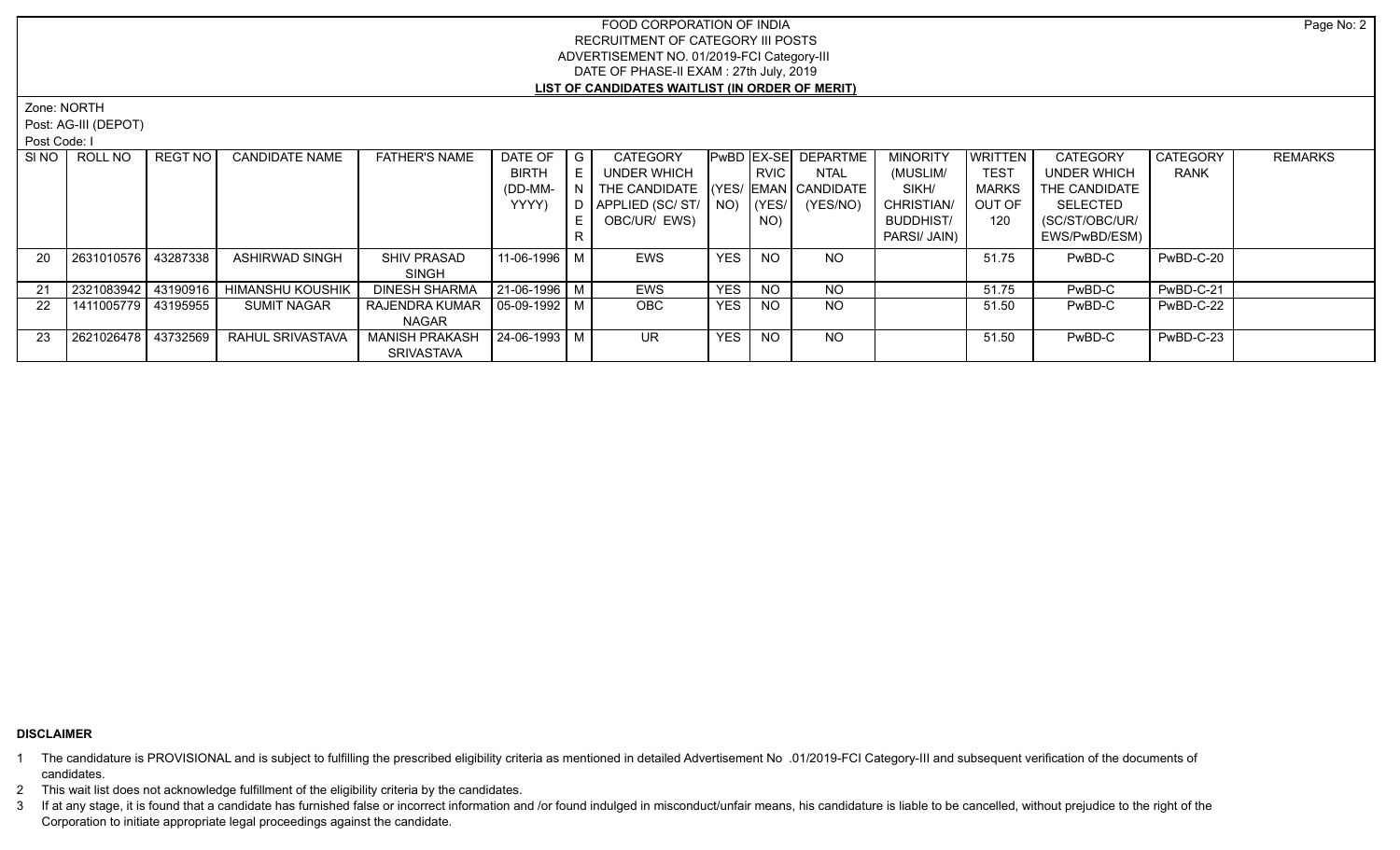FOOD CORPORATION OF INDIA
RECRUITMENT OF CATEGORY III POSTS
ADVERTISEMENT NO. 01/2019-FCI Category-III
DATE OF PHASE-II EXAM : 27th July, 2019

**LIST OF CANDIDATES WAITLIST (IN ORDER OF MERIT)**

Zone: NORTH

Post: AG-III (DEPOT)

Post Code: I

| Sl NO | ROLL NO | REGT NO | CANDIDATE NAME | FATHER'S NAME | DATE OF BIRTH (DD-MM-YYYY) | GENDER | CATEGORY UNDER WHICH THE CANDIDATE APPLIED (SC/ ST/ OBC/UR/ EWS) | PwBD (YES/ NO) | EX-SERVICEMAN (YES/ NO) | DEPARTMENTAL CANDIDATE (YES/NO) | MINORITY (MUSLIM/ SIKH/ CHRISTIAN/ BUDDHIST/ PARSI/ JAIN) | WRITTEN TEST MARKS OUT OF 120 | CATEGORY UNDER WHICH THE CANDIDATE SELECTED (SC/ST/OBC/UR/ EWS/PwBD/ESM) | CATEGORY RANK | REMARKS |
|---|---|---|---|---|---|---|---|---|---|---|---|---|---|---|---|
| 20 | 2631010576 | 43287338 | ASHIRWAD SINGH | SHIV PRASAD SINGH | 11-06-1996 | M | EWS | YES | NO | NO | | 51.75 | PwBD-C | PwBD-C-20 | |
| 21 | 2321083942 | 43190916 | HIMANSHU KOUSHIK | DINESH SHARMA | 21-06-1996 | M | EWS | YES | NO | NO | | 51.75 | PwBD-C | PwBD-C-21 | |
| 22 | 1411005779 | 43195955 | SUMIT NAGAR | RAJENDRA KUMAR NAGAR | 05-09-1992 | M | OBC | YES | NO | NO | | 51.50 | PwBD-C | PwBD-C-22 | |
| 23 | 2621026478 | 43732569 | RAHUL SRIVASTAVA | MANISH PRAKASH SRIVASTAVA | 24-06-1993 | M | UR | YES | NO | NO | | 51.50 | PwBD-C | PwBD-C-23 | |

**DISCLAIMER**

1. The candidature is PROVISIONAL and is subject to fulfilling the prescribed eligibility criteria as mentioned in detailed Advertisement No .01/2019-FCI Category-III and subsequent verification of the documents of candidates.
2. This wait list does not acknowledge fulfillment of the eligibility criteria by the candidates.
3. If at any stage, it is found that a candidate has furnished false or incorrect information and /or found indulged in misconduct/unfair means, his candidature is liable to be cancelled, without prejudice to the right of the Corporation to initiate appropriate legal proceedings against the candidate.